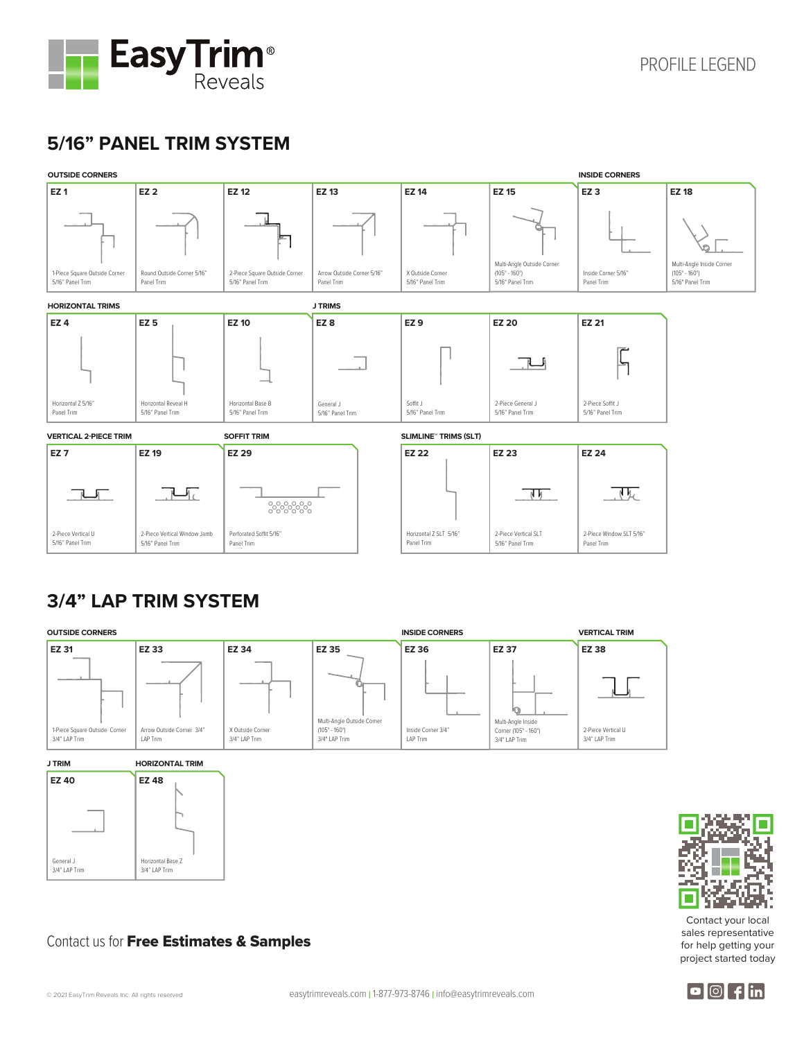# EasyTrim® Reveals

PROFILE LEGEND

## 5/16" PANEL TRIM SYSTEM

### OUTSIDE CORNERS

| Profile | Description |
|---|---|
| EZ 1 | 1-Piece Square Outside Corner 5/16" Panel Trim |
| EZ 2 | Round Outside Corner 5/16" Panel Trim |
| EZ 12 | 2-Piece Square Outside Corner 5/16" Panel Trim |
| EZ 13 | Arrow Outside Corner 5/16" Panel Trim |
| EZ 14 | X Outside Corner 5/16" Panel Trim |
| EZ 15 | Multi-Angle Outside Corner (105° - 160°) 5/16" Panel Trim |

### INSIDE CORNERS

| Profile | Description |
|---|---|
| EZ 3 | Inside Corner 5/16" Panel Trim |
| EZ 18 | Multi-Angle Inside Corner (105° - 160°) 5/16" Panel Trim |

### HORIZONTAL TRIMS

| Profile | Description |
|---|---|
| EZ 4 | Horizontal Z 5/16" Panel Trim |
| EZ 5 | Horizontal Reveal H 5/16" Panel Trim |
| EZ 10 | Horizontal Base B 5/16" Panel Trim |

### J TRIMS

| Profile | Description |
|---|---|
| EZ 8 | General J 5/16" Panel Trim |
| EZ 9 | Soffit J 5/16" Panel Trim |
| EZ 20 | 2-Piece General J 5/16" Panel Trim |
| EZ 21 | 2-Piece Soffit J 5/16" Panel Trim |

### VERTICAL 2-PIECE TRIM

| Profile | Description |
|---|---|
| EZ 7 | 2-Piece Vertical U 5/16" Panel Trim |
| EZ 19 | 2-Piece Vertical Window Jamb 5/16" Panel Trim |

### SOFFIT TRIM

| Profile | Description |
|---|---|
| EZ 29 | Perforated Soffit 5/16" Panel Trim |

### SLIMLINE™ TRIMS (SLT)

| Profile | Description |
|---|---|
| EZ 22 | Horizontal Z SLT 5/16" Panel Trim |
| EZ 23 | 2-Piece Vertical SLT 5/16" Panel Trim |
| EZ 24 | 2-Piece Window SLT 5/16" Panel Trim |

## 3/4" LAP TRIM SYSTEM

### OUTSIDE CORNERS

| Profile | Description |
|---|---|
| EZ 31 | 1-Piece Square Outside Corner 3/4" LAP Trim |
| EZ 33 | Arrow Outside Corner 3/4" LAP Trim |
| EZ 34 | X Outside Corner 3/4" LAP Trim |
| EZ 35 | Multi-Angle Outside Corner (105° - 160°) 3/4" LAP Trim |

### INSIDE CORNERS

| Profile | Description |
|---|---|
| EZ 36 | Inside Corner 3/4" LAP Trim |
| EZ 37 | Multi-Angle Inside Corner (105° - 160°) 3/4" LAP Trim |

### VERTICAL TRIM

| Profile | Description |
|---|---|
| EZ 38 | 2-Piece Vertical U 3/4" LAP Trim |

### J TRIM

| Profile | Description |
|---|---|
| EZ 40 | General J 3/4" LAP Trim |

### HORIZONTAL TRIM

| Profile | Description |
|---|---|
| EZ 48 | Horizontal Base Z 3/4" LAP Trim |

Contact us for **Free Estimates & Samples**

Contact your local sales representative for help getting your project started today

© 2021 EasyTrim Reveals Inc. All rights reserved

easytrimreveals.com | 1-877-973-8746 | info@easytrimreveals.com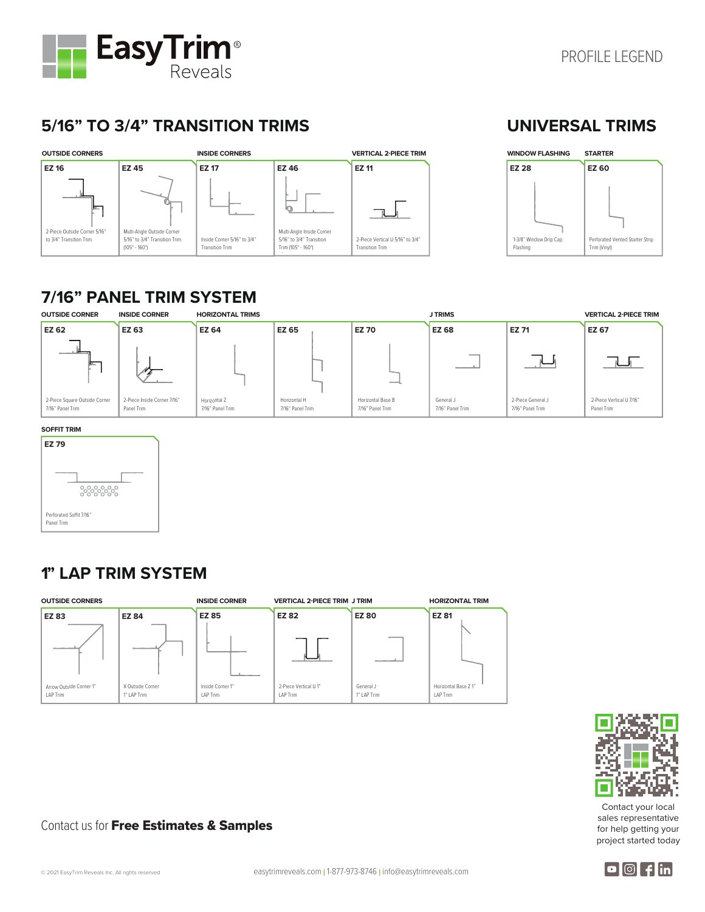EasyTrim® Reveals

PROFILE LEGEND

## 5/16" TO 3/4" TRANSITION TRIMS

**OUTSIDE CORNERS**

**EZ 16**
2-Piece Outside Corner 5/16" to 3/4" Transition Trim

**EZ 45**
Multi-Angle Outside Corner 5/16" to 3/4" Transition Trim (105° - 160°)

**INSIDE CORNERS**

**EZ 17**
Inside Corner 5/16" to 3/4" Transition Trim

**EZ 46**
Multi-Angle Inside Corner 5/16" to 3/4" Transition Trim (105° - 160°)

**VERTICAL 2-PIECE TRIM**

**EZ 11**
2-Piece Vertical U 5/16" to 3/4" Transition Trim

## UNIVERSAL TRIMS

**WINDOW FLASHING**

**EZ 28**
1-3/8" Window Drip Cap Flashing

**STARTER**

**EZ 60**
Perforated Vented Starter Strip Trim (Vinyl)

## 7/16" PANEL TRIM SYSTEM

**OUTSIDE CORNER**

**EZ 62**
2-Piece Square Outside Corner 7/16" Panel Trim

**INSIDE CORNER**

**EZ 63**
2-Piece Inside Corner 7/16" Panel Trim

**HORIZONTAL TRIMS**

**EZ 64**
Horizontal Z 7/16" Panel Trim

**EZ 65**
Horizontal H 7/16" Panel Trim

**EZ 70**
Horizontal Base B 7/16" Panel Trim

**J TRIMS**

**EZ 68**
General J 7/16" Panel Trim

**EZ 71**
2-Piece General J 7/16" Panel Trim

**VERTICAL 2-PIECE TRIM**

**EZ 67**
2-Piece Vertical U 7/16" Panel Trim

**SOFFIT TRIM**

**EZ 79**
Perforated Soffit 7/16" Panel Trim

## 1" LAP TRIM SYSTEM

**OUTSIDE CORNERS**

**EZ 83**
Arrow Outside Corner 1" LAP Trim

**EZ 84**
X Outside Corner 1" LAP Trim

**INSIDE CORNER**

**EZ 85**
Inside Corner 1" LAP Trim

**VERTICAL 2-PIECE TRIM**

**EZ 82**
2-Piece Vertical U 1" LAP Trim

**J TRIM**

**EZ 80**
General J 1" LAP Trim

**HORIZONTAL TRIM**

**EZ 81**
Horizontal Base Z 1" LAP Trim

Contact us for **Free Estimates & Samples**

Contact your local sales representative for help getting your project started today

© 2021 EasyTrim Reveals Inc. All rights reserved

easytrimreveals.com | 1-877-973-8746 | info@easytrimreveals.com